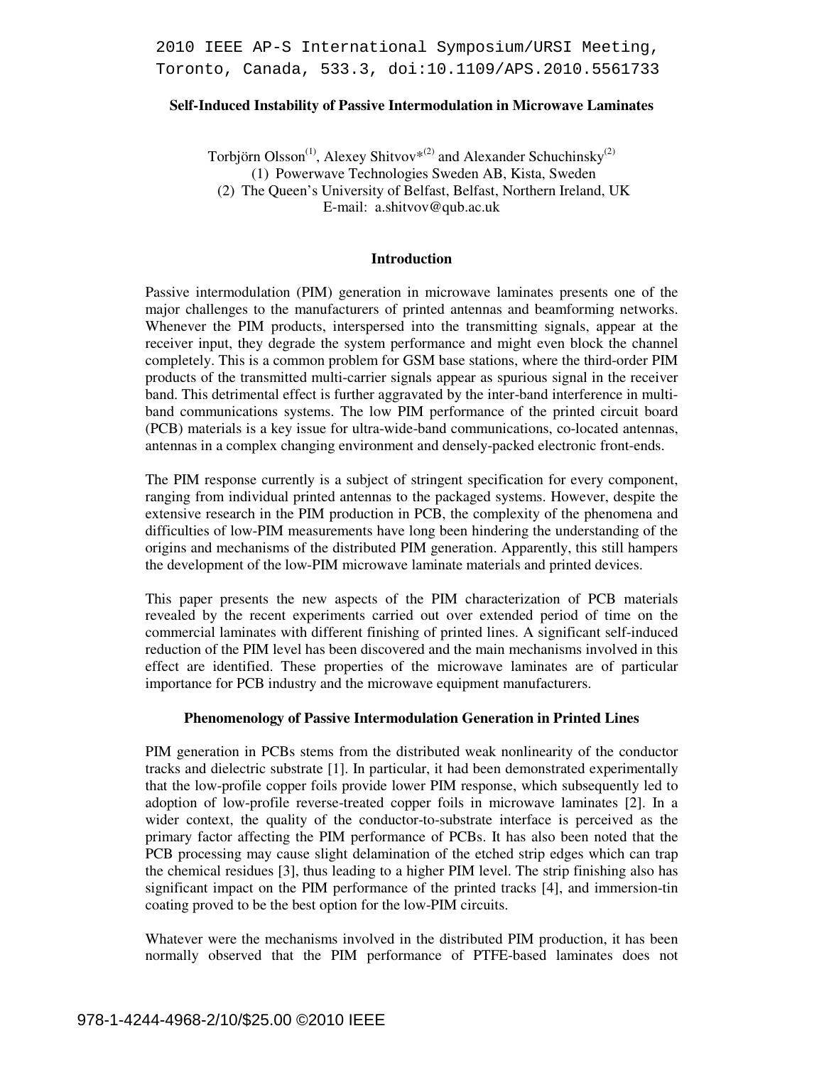2010 IEEE AP-S International Symposium/URSI Meeting, Toronto, Canada, 533.3, doi:10.1109/APS.2010.5561733

# Self-Induced Instability of Passive Intermodulation in Microwave Laminates

Torbjörn Olsson[1], Alexey Shitvov*[2] and Alexander Schuchinsky[2]

(1) Powerwave Technologies Sweden AB, Kista, Sweden

(2) The Queen's University of Belfast, Belfast, Northern Ireland, UK

E-mail: a.shitvov@qub.ac.uk

## Introduction

Passive intermodulation (PIM) generation in microwave laminates presents one of the major challenges to the manufacturers of printed antennas and beamforming networks. Whenever the PIM products, interspersed into the transmitting signals, appear at the receiver input, they degrade the system performance and might even block the channel completely. This is a common problem for GSM base stations, where the third-order PIM products of the transmitted multi-carrier signals appear as spurious signal in the receiver band. This detrimental effect is further aggravated by the inter-band interference in multi-band communications systems. The low PIM performance of the printed circuit board (PCB) materials is a key issue for ultra-wide-band communications, co-located antennas, antennas in a complex changing environment and densely-packed electronic front-ends.

The PIM response currently is a subject of stringent specification for every component, ranging from individual printed antennas to the packaged systems. However, despite the extensive research in the PIM production in PCB, the complexity of the phenomena and difficulties of low-PIM measurements have long been hindering the understanding of the origins and mechanisms of the distributed PIM generation. Apparently, this still hampers the development of the low-PIM microwave laminate materials and printed devices.

This paper presents the new aspects of the PIM characterization of PCB materials revealed by the recent experiments carried out over extended period of time on the commercial laminates with different finishing of printed lines. A significant self-induced reduction of the PIM level has been discovered and the main mechanisms involved in this effect are identified. These properties of the microwave laminates are of particular importance for PCB industry and the microwave equipment manufacturers.

## Phenomenology of Passive Intermodulation Generation in Printed Lines

PIM generation in PCBs stems from the distributed weak nonlinearity of the conductor tracks and dielectric substrate [1]. In particular, it had been demonstrated experimentally that the low-profile copper foils provide lower PIM response, which subsequently led to adoption of low-profile reverse-treated copper foils in microwave laminates [2]. In a wider context, the quality of the conductor-to-substrate interface is perceived as the primary factor affecting the PIM performance of PCBs. It has also been noted that the PCB processing may cause slight delamination of the etched strip edges which can trap the chemical residues [3], thus leading to a higher PIM level. The strip finishing also has significant impact on the PIM performance of the printed tracks [4], and immersion-tin coating proved to be the best option for the low-PIM circuits.

Whatever were the mechanisms involved in the distributed PIM production, it has been normally observed that the PIM performance of PTFE-based laminates does not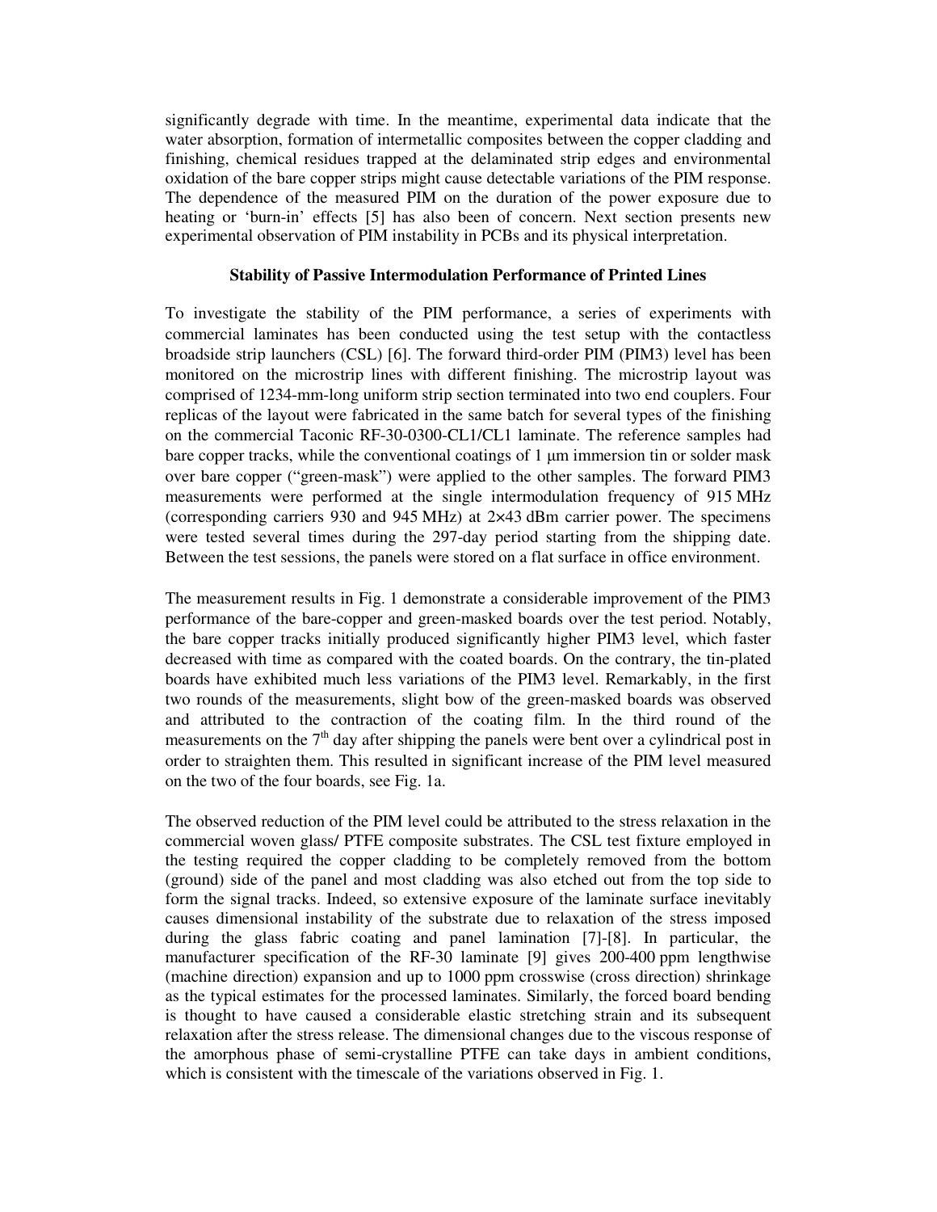significantly degrade with time. In the meantime, experimental data indicate that the water absorption, formation of intermetallic composites between the copper cladding and finishing, chemical residues trapped at the delaminated strip edges and environmental oxidation of the bare copper strips might cause detectable variations of the PIM response. The dependence of the measured PIM on the duration of the power exposure due to heating or 'burn-in' effects [5] has also been of concern. Next section presents new experimental observation of PIM instability in PCBs and its physical interpretation.

## Stability of Passive Intermodulation Performance of Printed Lines

To investigate the stability of the PIM performance, a series of experiments with commercial laminates has been conducted using the test setup with the contactless broadside strip launchers (CSL) [6]. The forward third-order PIM (PIM3) level has been monitored on the microstrip lines with different finishing. The microstrip layout was comprised of 1234-mm-long uniform strip section terminated into two end couplers. Four replicas of the layout were fabricated in the same batch for several types of the finishing on the commercial Taconic RF-30-0300-CL1/CL1 laminate. The reference samples had bare copper tracks, while the conventional coatings of 1 µm immersion tin or solder mask over bare copper ("green-mask") were applied to the other samples. The forward PIM3 measurements were performed at the single intermodulation frequency of 915 MHz (corresponding carriers 930 and 945 MHz) at 2×43 dBm carrier power. The specimens were tested several times during the 297-day period starting from the shipping date. Between the test sessions, the panels were stored on a flat surface in office environment.

The measurement results in Fig. 1 demonstrate a considerable improvement of the PIM3 performance of the bare-copper and green-masked boards over the test period. Notably, the bare copper tracks initially produced significantly higher PIM3 level, which faster decreased with time as compared with the coated boards. On the contrary, the tin-plated boards have exhibited much less variations of the PIM3 level. Remarkably, in the first two rounds of the measurements, slight bow of the green-masked boards was observed and attributed to the contraction of the coating film. In the third round of the measurements on the 7$^{th}$ day after shipping the panels were bent over a cylindrical post in order to straighten them. This resulted in significant increase of the PIM level measured on the two of the four boards, see Fig. 1a.

The observed reduction of the PIM level could be attributed to the stress relaxation in the commercial woven glass/ PTFE composite substrates. The CSL test fixture employed in the testing required the copper cladding to be completely removed from the bottom (ground) side of the panel and most cladding was also etched out from the top side to form the signal tracks. Indeed, so extensive exposure of the laminate surface inevitably causes dimensional instability of the substrate due to relaxation of the stress imposed during the glass fabric coating and panel lamination [7]-[8]. In particular, the manufacturer specification of the RF-30 laminate [9] gives 200-400 ppm lengthwise (machine direction) expansion and up to 1000 ppm crosswise (cross direction) shrinkage as the typical estimates for the processed laminates. Similarly, the forced board bending is thought to have caused a considerable elastic stretching strain and its subsequent relaxation after the stress release. The dimensional changes due to the viscous response of the amorphous phase of semi-crystalline PTFE can take days in ambient conditions, which is consistent with the timescale of the variations observed in Fig. 1.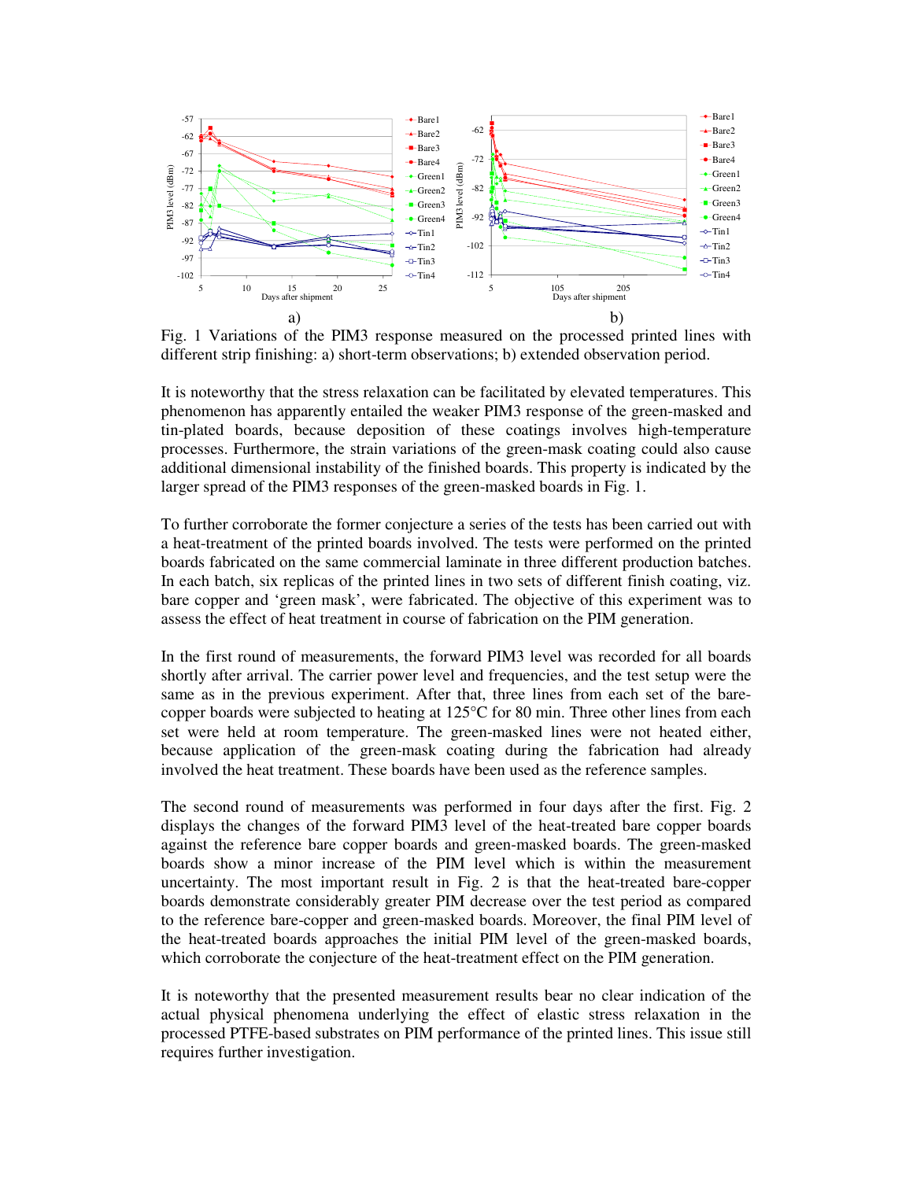Fig. 1 Variations of the PIM3 response measured on the processed printed lines with different strip finishing: a) short-term observations; b) extended observation period.

It is noteworthy that the stress relaxation can be facilitated by elevated temperatures. This phenomenon has apparently entailed the weaker PIM3 response of the green-masked and tin-plated boards, because deposition of these coatings involves high-temperature processes. Furthermore, the strain variations of the green-mask coating could also cause additional dimensional instability of the finished boards. This property is indicated by the larger spread of the PIM3 responses of the green-masked boards in Fig. 1.

To further corroborate the former conjecture a series of the tests has been carried out with a heat-treatment of the printed boards involved. The tests were performed on the printed boards fabricated on the same commercial laminate in three different production batches. In each batch, six replicas of the printed lines in two sets of different finish coating, viz. bare copper and 'green mask', were fabricated. The objective of this experiment was to assess the effect of heat treatment in course of fabrication on the PIM generation.

In the first round of measurements, the forward PIM3 level was recorded for all boards shortly after arrival. The carrier power level and frequencies, and the test setup were the same as in the previous experiment. After that, three lines from each set of the bare-copper boards were subjected to heating at 125°C for 80 min. Three other lines from each set were held at room temperature. The green-masked lines were not heated either, because application of the green-mask coating during the fabrication had already involved the heat treatment. These boards have been used as the reference samples.

The second round of measurements was performed in four days after the first. Fig. 2 displays the changes of the forward PIM3 level of the heat-treated bare copper boards against the reference bare copper boards and green-masked boards. The green-masked boards show a minor increase of the PIM level which is within the measurement uncertainty. The most important result in Fig. 2 is that the heat-treated bare-copper boards demonstrate considerably greater PIM decrease over the test period as compared to the reference bare-copper and green-masked boards. Moreover, the final PIM level of the heat-treated boards approaches the initial PIM level of the green-masked boards, which corroborate the conjecture of the heat-treatment effect on the PIM generation.

It is noteworthy that the presented measurement results bear no clear indication of the actual physical phenomena underlying the effect of elastic stress relaxation in the processed PTFE-based substrates on PIM performance of the printed lines. This issue still requires further investigation.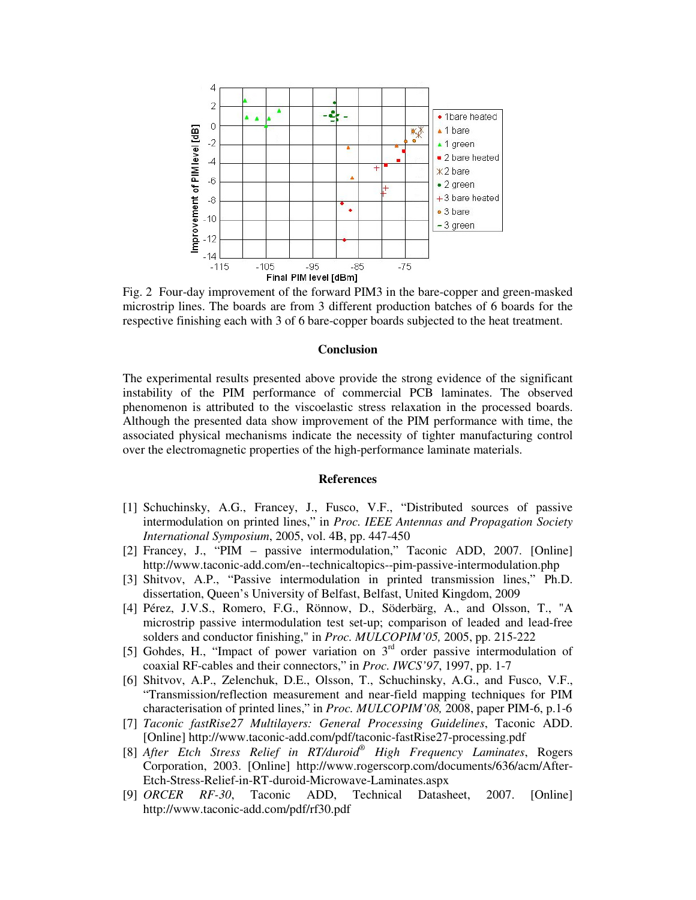4

2

0

-2

-4

-6

-8

-10

-12

-14

-115 -105 -95 -85 -75

Improvement of PIM level [dB]

Final PIM level [dBm]

1bare heated
1 bare
1 green
2 bare heated
2 bare
2 green
3 bare heated
3 bare
3 green

Fig. 2 Four-day improvement of the forward PIM3 in the bare-copper and green-masked microstrip lines. The boards are from 3 different production batches of 6 boards for the respective finishing each with 3 of 6 bare-copper boards subjected to the heat treatment.

## Conclusion

The experimental results presented above provide the strong evidence of the significant instability of the PIM performance of commercial PCB laminates. The observed phenomenon is attributed to the viscoelastic stress relaxation in the processed boards. Although the presented data show improvement of the PIM performance with time, the associated physical mechanisms indicate the necessity of tighter manufacturing control over the electromagnetic properties of the high-performance laminate materials.

## References

[1] Schuchinsky, A.G., Francey, J., Fusco, V.F., "Distributed sources of passive intermodulation on printed lines," in *Proc. IEEE Antennas and Propagation Society International Symposium*, 2005, vol. 4B, pp. 447-450

[2] Francey, J., "PIM – passive intermodulation," Taconic ADD, 2007. [Online] http://www.taconic-add.com/en--technicaltopics--pim-passive-intermodulation.php

[3] Shitvov, A.P., "Passive intermodulation in printed transmission lines," Ph.D. dissertation, Queen's University of Belfast, Belfast, United Kingdom, 2009

[4] Pérez, J.V.S., Romero, F.G., Rönnow, D., Söderbärg, A., and Olsson, T., "A microstrip passive intermodulation test set-up; comparison of leaded and lead-free solders and conductor finishing," in *Proc. MULCOPIM'05,* 2005, pp. 215-222

[5] Gohdes, H., "Impact of power variation on 3rd order passive intermodulation of coaxial RF-cables and their connectors," in *Proc. IWCS'97*, 1997, pp. 1-7

[6] Shitvov, A.P., Zelenchuk, D.E., Olsson, T., Schuchinsky, A.G., and Fusco, V.F., "Transmission/reflection measurement and near-field mapping techniques for PIM characterisation of printed lines," in *Proc. MULCOPIM'08,* 2008, paper PIM-6, p.1-6

[7] *Taconic fastRise27 Multilayers: General Processing Guidelines*, Taconic ADD. [Online] http://www.taconic-add.com/pdf/taconic-fastRise27-processing.pdf

[8] *After Etch Stress Relief in RT/duroid® High Frequency Laminates*, Rogers Corporation, 2003. [Online] http://www.rogerscorp.com/documents/636/acm/After-Etch-Stress-Relief-in-RT-duroid-Microwave-Laminates.aspx

[9] *ORCER RF-30*, Taconic ADD, Technical Datasheet, 2007. [Online] http://www.taconic-add.com/pdf/rf30.pdf